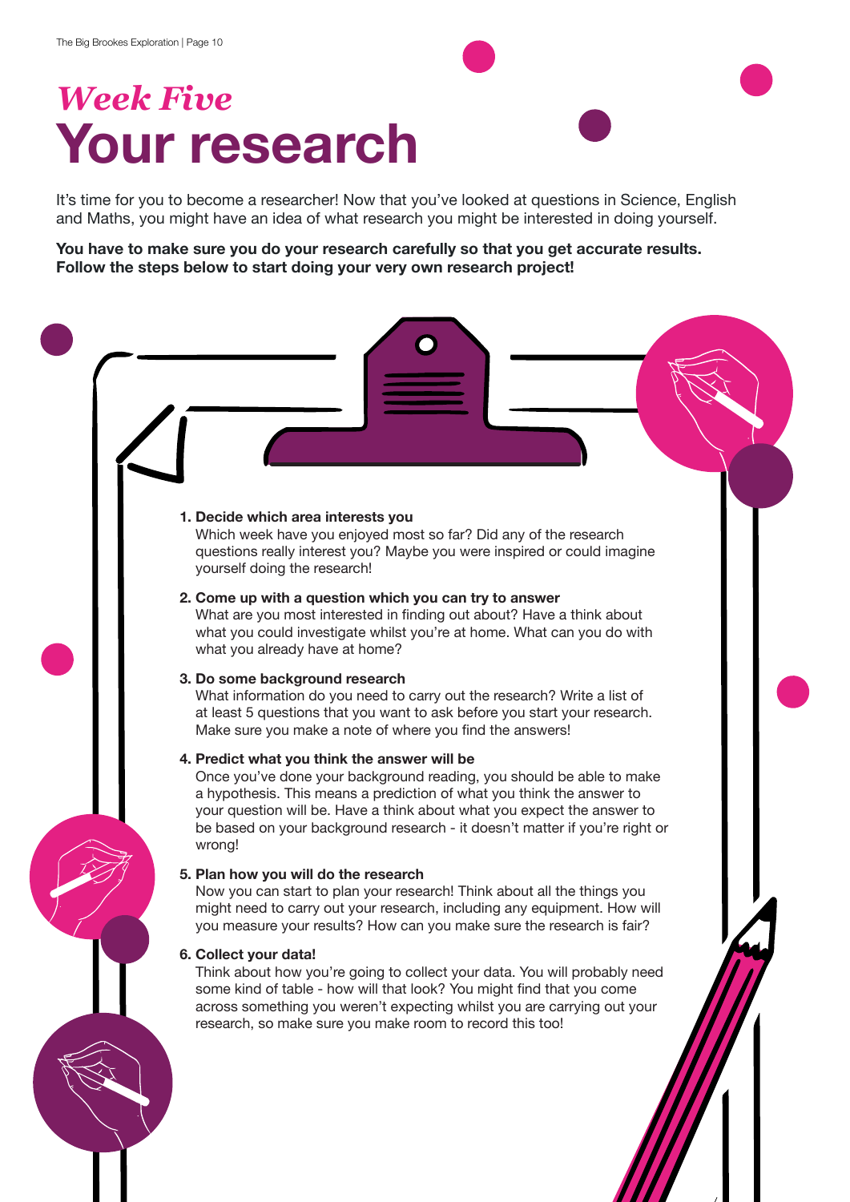*Week Five*
# Your research

It's time for you to become a researcher! Now that you've looked at questions in Science, English and Maths, you might have an idea of what research you might be interested in doing yourself.

**You have to make sure you do your research carefully so that you get accurate results. Follow the steps below to start doing your very own research project!**

1. **Decide which area interests you**
   Which week have you enjoyed most so far? Did any of the research questions really interest you? Maybe you were inspired or could imagine yourself doing the research!

2. **Come up with a question which you can try to answer**
   What are you most interested in finding out about? Have a think about what you could investigate whilst you're at home. What can you do with what you already have at home?

3. **Do some background research**
   What information do you need to carry out the research? Write a list of at least 5 questions that you want to ask before you start your research. Make sure you make a note of where you find the answers!

4. **Predict what you think the answer will be**
   Once you've done your background reading, you should be able to make a hypothesis. This means a prediction of what you think the answer to your question will be. Have a think about what you expect the answer to be based on your background research - it doesn't matter if you're right or wrong!

5. **Plan how you will do the research**
   Now you can start to plan your research! Think about all the things you might need to carry out your research, including any equipment. How will you measure your results? How can you make sure the research is fair?

6. **Collect your data!**
   Think about how you're going to collect your data. You will probably need some kind of table - how will that look? You might find that you come across something you weren't expecting whilst you are carrying out your research, so make sure you make room to record this too!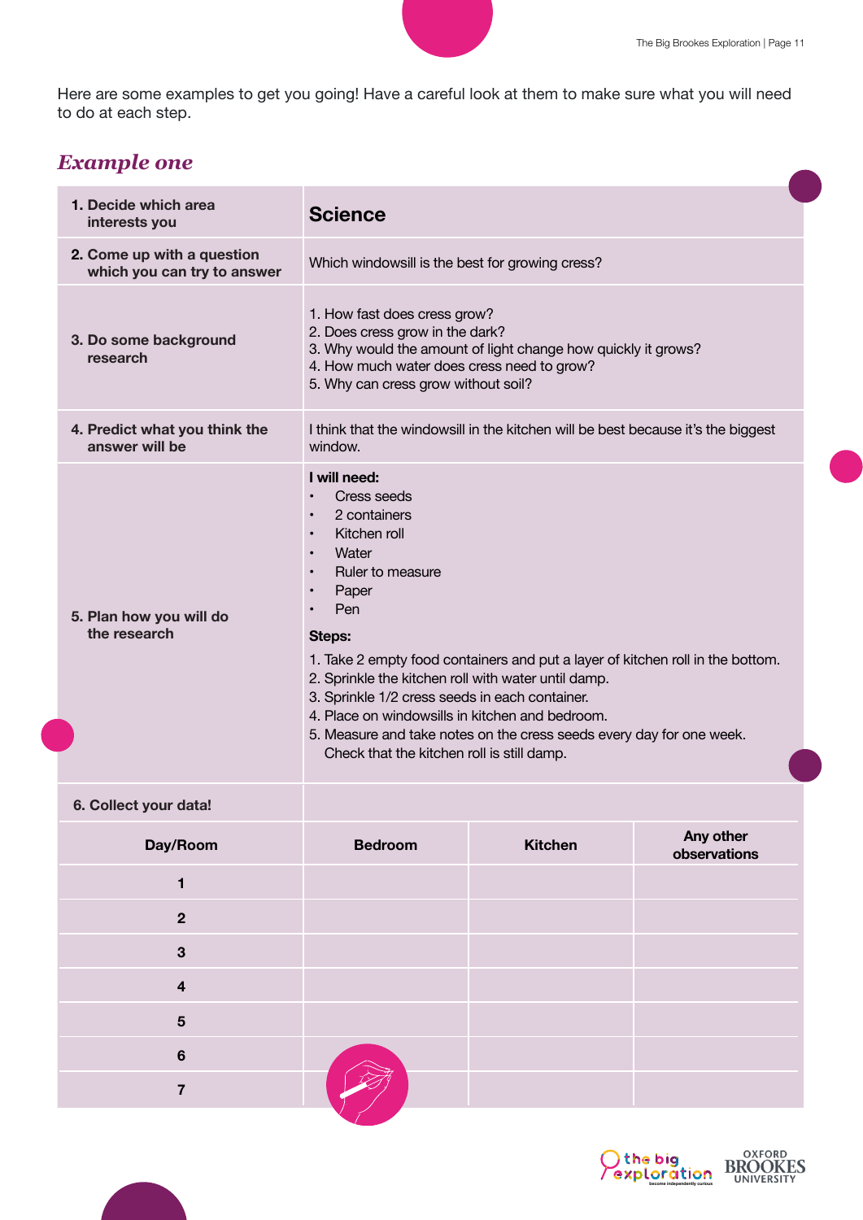Here are some examples to get you going! Have a careful look at them to make sure what you will need to do at each step.

## *Example one*

| | |
|---|---|
| **1. Decide which area interests you** | **Science** |
| **2. Come up with a question which you can try to answer** | Which windowsill is the best for growing cress? |
| **3. Do some background research** | 1. How fast does cress grow?<br>2. Does cress grow in the dark?<br>3. Why would the amount of light change how quickly it grows?<br>4. How much water does cress need to grow?<br>5. Why can cress grow without soil? |
| **4. Predict what you think the answer will be** | I think that the windowsill in the kitchen will be best because it's the biggest window. |
| **5. Plan how you will do the research** | **I will need:**<br>• Cress seeds<br>• 2 containers<br>• Kitchen roll<br>• Water<br>• Ruler to measure<br>• Paper<br>• Pen<br>**Steps:**<br>1. Take 2 empty food containers and put a layer of kitchen roll in the bottom.<br>2. Sprinkle the kitchen roll with water until damp.<br>3. Sprinkle 1/2 cress seeds in each container.<br>4. Place on windowsills in kitchen and bedroom.<br>5. Measure and take notes on the cress seeds every day for one week. Check that the kitchen roll is still damp. |
| **6. Collect your data!** | |

| Day/Room | Bedroom | Kitchen | Any other observations |
|---|---|---|---|
| **1** | | | |
| **2** | | | |
| **3** | | | |
| **4** | | | |
| **5** | | | |
| **6** | | | |
| **7** | | | |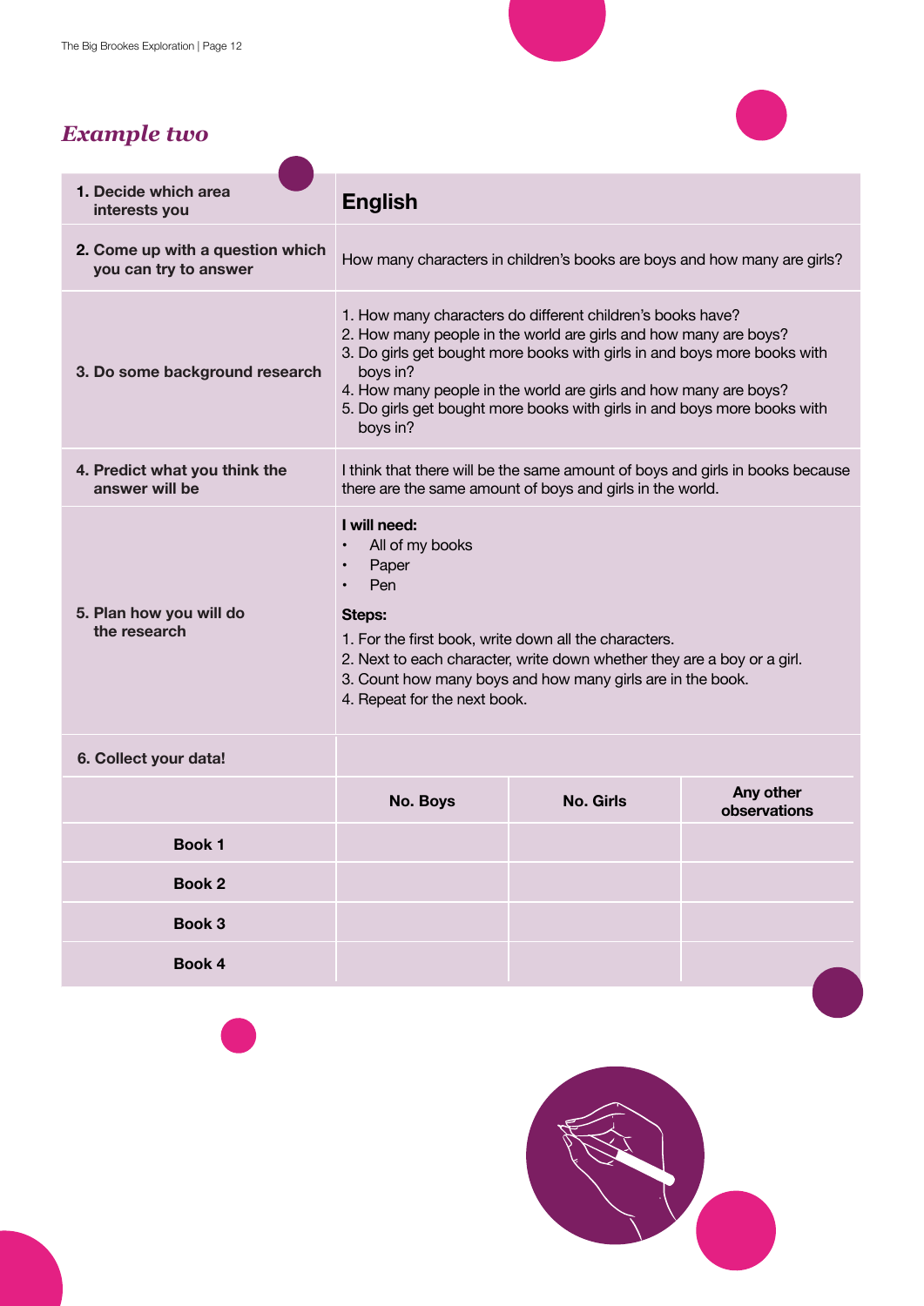## *Example two*

| | |
|---|---|
| **1. Decide which area interests you** | **English** |
| **2. Come up with a question which you can try to answer** | How many characters in children's books are boys and how many are girls? |
| **3. Do some background research** | 1. How many characters do different children's books have?<br>2. How many people in the world are girls and how many are boys?<br>3. Do girls get bought more books with girls in and boys more books with boys in?<br>4. How many people in the world are girls and how many are boys?<br>5. Do girls get bought more books with girls in and boys more books with boys in? |
| **4. Predict what you think the answer will be** | I think that there will be the same amount of boys and girls in books because there are the same amount of boys and girls in the world. |
| **5. Plan how you will do the research** | **I will need:**<br>• All of my books<br>• Paper<br>• Pen<br>**Steps:**<br>1. For the first book, write down all the characters.<br>2. Next to each character, write down whether they are a boy or a girl.<br>3. Count how many boys and how many girls are in the book.<br>4. Repeat for the next book. |

**6. Collect your data!**

| | No. Boys | No. Girls | Any other observations |
|---|---|---|---|
| **Book 1** | | | |
| **Book 2** | | | |
| **Book 3** | | | |
| **Book 4** | | | |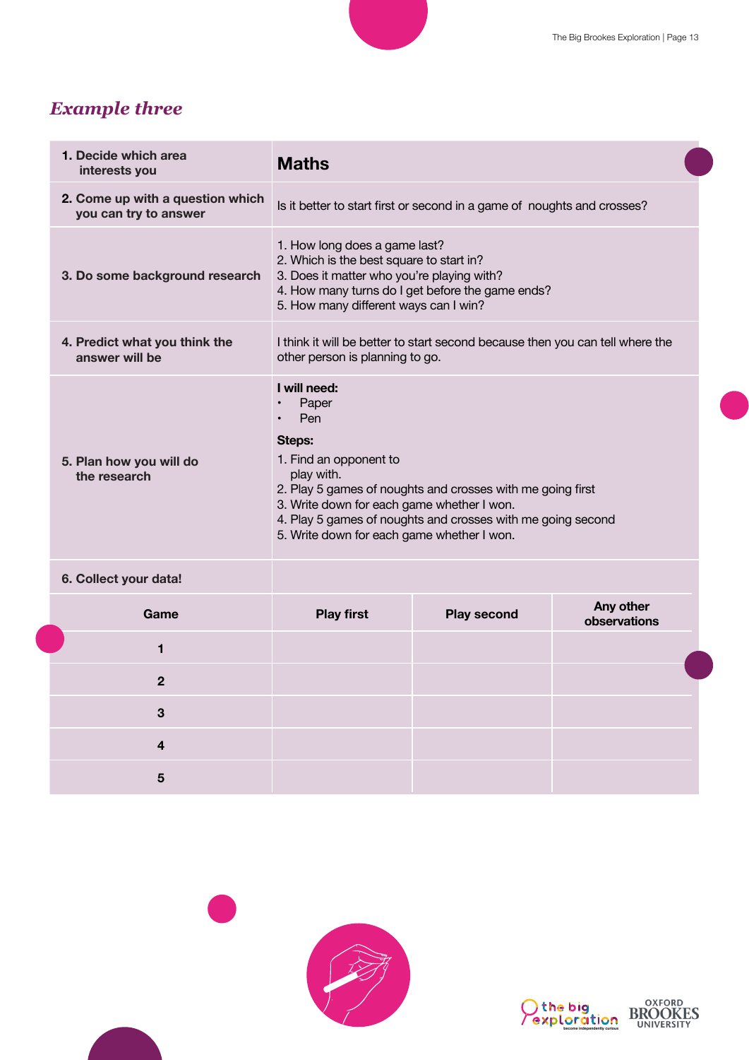## *Example three*

| | |
|---|---|
| **1. Decide which area interests you** | **Maths** |
| **2. Come up with a question which you can try to answer** | Is it better to start first or second in a game of noughts and crosses? |
| **3. Do some background research** | 1. How long does a game last?<br>2. Which is the best square to start in?<br>3. Does it matter who you're playing with?<br>4. How many turns do I get before the game ends?<br>5. How many different ways can I win? |
| **4. Predict what you think the answer will be** | I think it will be better to start second because then you can tell where the other person is planning to go. |
| **5. Plan how you will do the research** | **I will need:**<br>• Paper<br>• Pen<br><br>**Steps:**<br>1. Find an opponent to play with.<br>2. Play 5 games of noughts and crosses with me going first<br>3. Write down for each game whether I won.<br>4. Play 5 games of noughts and crosses with me going second<br>5. Write down for each game whether I won. |
| **6. Collect your data!** | |

| Game | Play first | Play second | Any other observations |
|---|---|---|---|
| **1** | | | |
| **2** | | | |
| **3** | | | |
| **4** | | | |
| **5** | | | |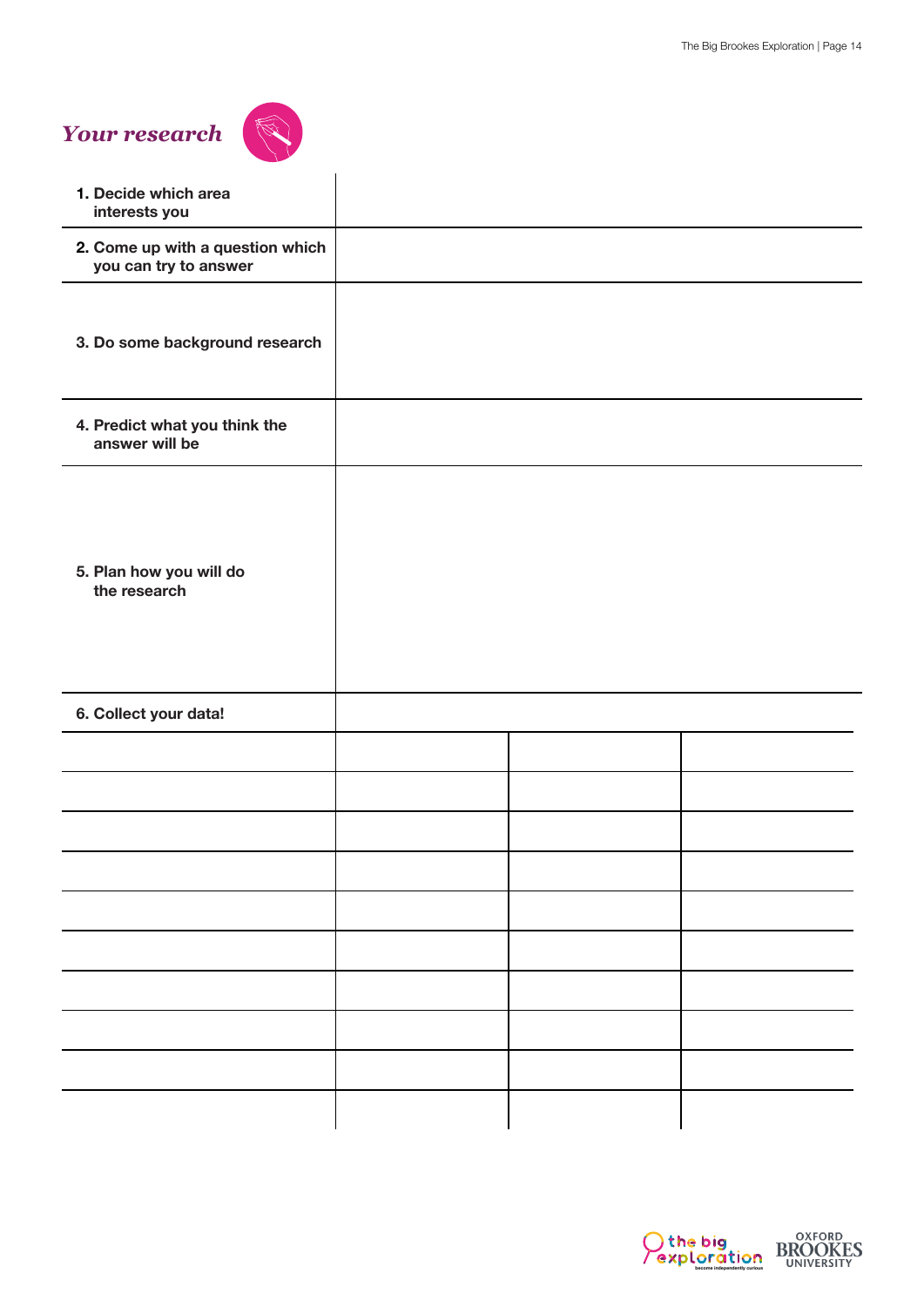## *Your research*

| | |
|---|---|
| **1. Decide which area interests you** | |
| **2. Come up with a question which you can try to answer** | |
| **3. Do some background research** | |
| **4. Predict what you think the answer will be** | |
| **5. Plan how you will do the research** | |
| **6. Collect your data!** | |

| | | | |
|---|---|---|---|
| | | | |
| | | | |
| | | | |
| | | | |
| | | | |
| | | | |
| | | | |
| | | | |
| | | | |
| | | | |